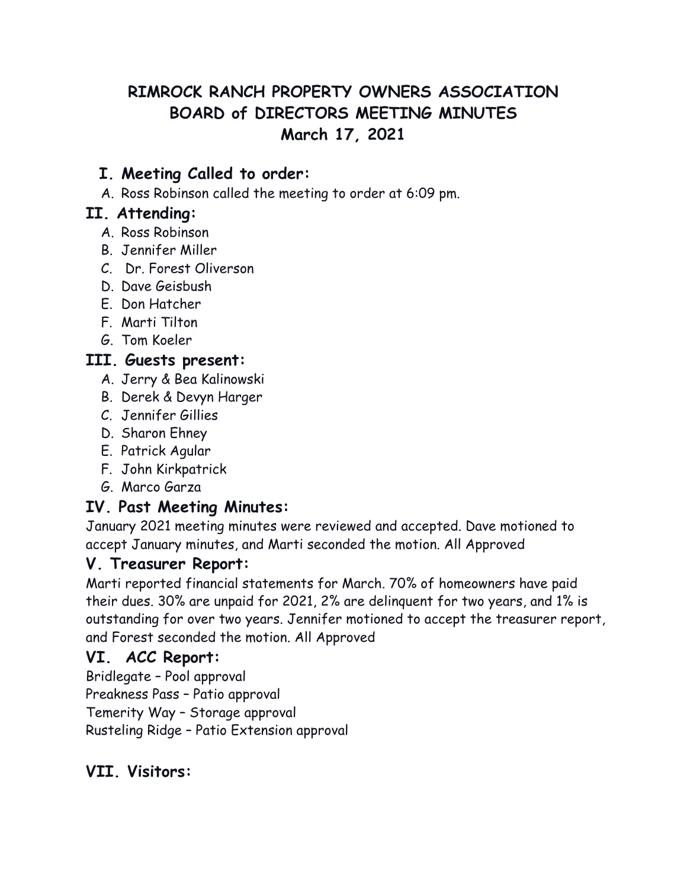# RIMROCK RANCH PROPERTY OWNERS ASSOCIATION
# BOARD of DIRECTORS MEETING MINUTES
# March 17, 2021

## I. Meeting Called to order:

A. Ross Robinson called the meeting to order at 6:09 pm.

## II. Attending:

A. Ross Robinson
B. Jennifer Miller
C. Dr. Forest Oliverson
D. Dave Geisbush
E. Don Hatcher
F. Marti Tilton
G. Tom Koeler

## III. Guests present:

A. Jerry & Bea Kalinowski
B. Derek & Devyn Harger
C. Jennifer Gillies
D. Sharon Ehney
E. Patrick Agular
F. John Kirkpatrick
G. Marco Garza

## IV. Past Meeting Minutes:

January 2021 meeting minutes were reviewed and accepted. Dave motioned to accept January minutes, and Marti seconded the motion. All Approved

## V. Treasurer Report:

Marti reported financial statements for March. 70% of homeowners have paid their dues. 30% are unpaid for 2021, 2% are delinquent for two years, and 1% is outstanding for over two years. Jennifer motioned to accept the treasurer report, and Forest seconded the motion. All Approved

## VI. ACC Report:

Bridlegate – Pool approval
Preakness Pass – Patio approval
Temerity Way – Storage approval
Rusteling Ridge – Patio Extension approval

## VII. Visitors: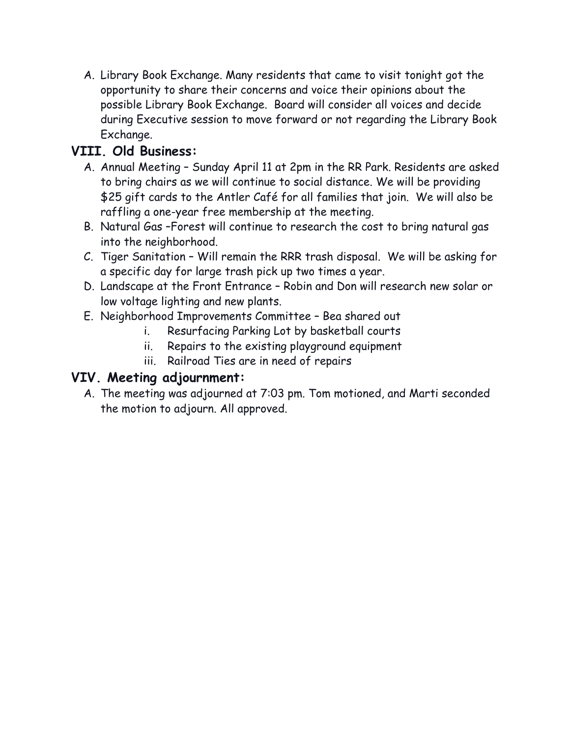A. Library Book Exchange. Many residents that came to visit tonight got the opportunity to share their concerns and voice their opinions about the possible Library Book Exchange. Board will consider all voices and decide during Executive session to move forward or not regarding the Library Book Exchange.

## VIII. Old Business:

A. Annual Meeting – Sunday April 11 at 2pm in the RR Park. Residents are asked to bring chairs as we will continue to social distance. We will be providing $25 gift cards to the Antler Café for all families that join. We will also be raffling a one-year free membership at the meeting.

B. Natural Gas –Forest will continue to research the cost to bring natural gas into the neighborhood.

C. Tiger Sanitation – Will remain the RRR trash disposal. We will be asking for a specific day for large trash pick up two times a year.

D. Landscape at the Front Entrance – Robin and Don will research new solar or low voltage lighting and new plants.

E. Neighborhood Improvements Committee – Bea shared out
    i. Resurfacing Parking Lot by basketball courts
    ii. Repairs to the existing playground equipment
    iii. Railroad Ties are in need of repairs

## VIV. Meeting adjournment:

A. The meeting was adjourned at 7:03 pm. Tom motioned, and Marti seconded the motion to adjourn. All approved.